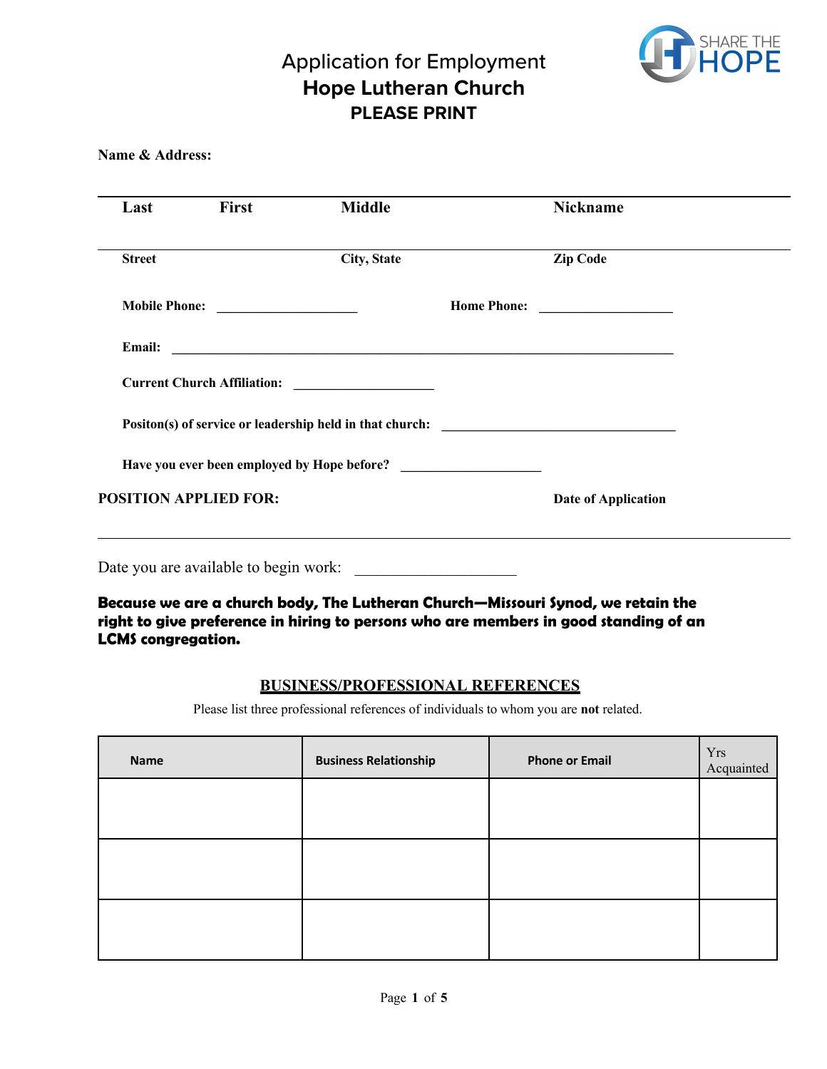# Application for Employment
## Hope Lutheran Church
### PLEASE PRINT

SHARE THE HOPE

**Name & Address:**

**Last** **First** **Middle** **Nickname**

**Street** **City, State** **Zip Code**

**Mobile Phone:** ____________________ **Home Phone:** ____________________

**Email:** ________________________________________________________________________

**Current Church Affiliation:** ____________________

**Positon(s) of service or leadership held in that church:** __________________________________

**Have you ever been employed by Hope before?** ____________________

**POSITION APPLIED FOR:** **Date of Application**

Date you are available to begin work: ____________________

**Because we are a church body, The Lutheran Church—Missouri Synod, we retain the right to give preference in hiring to persons who are members in good standing of an LCMS congregation.**

## BUSINESS/PROFESSIONAL REFERENCES

Please list three professional references of individuals to whom you are **not** related.

| Name | Business Relationship | Phone or Email | Yrs Acquainted |
|---|---|---|---|
| | | | |
| | | | |
| | | | |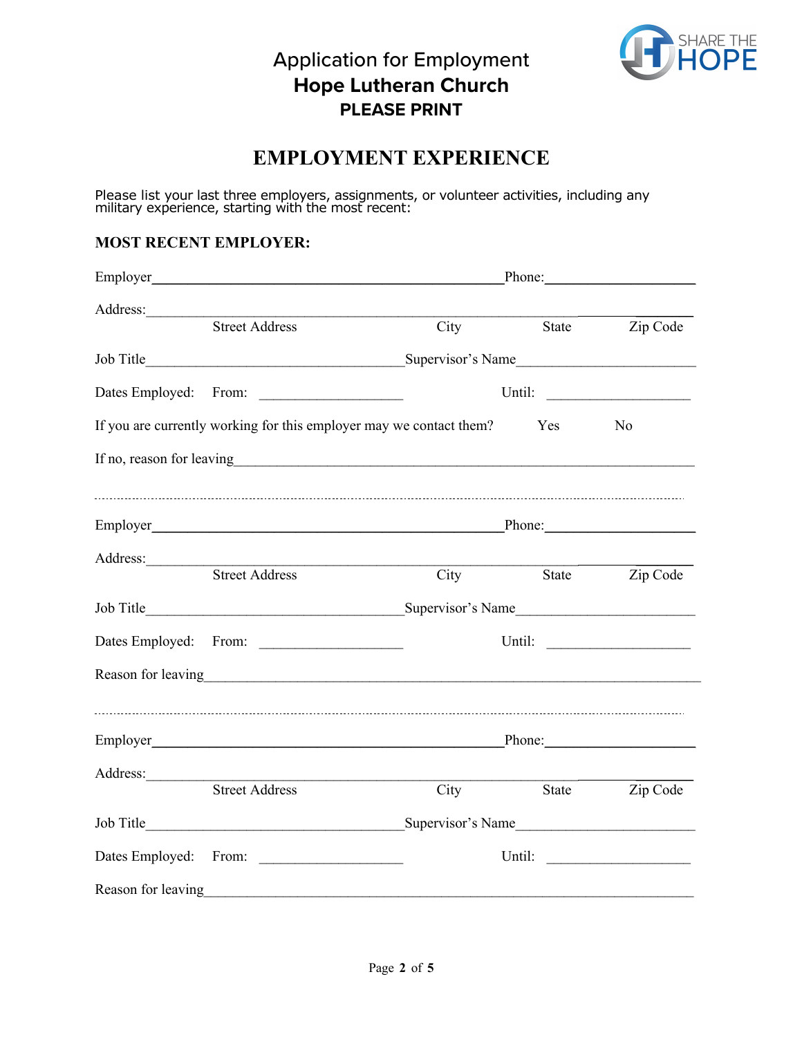# Application for Employment
## Hope Lutheran Church
**PLEASE PRINT**

SHARE THE HOPE

## EMPLOYMENT EXPERIENCE

Please list your last three employers, assignments, or volunteer activities, including any military experience, starting with the most recent:

### MOST RECENT EMPLOYER:

Employer_______________________________________________ Phone:____________________

Address:________________________________________________________________________
Street Address                City                State                Zip Code

Job Title_________________________________ Supervisor's Name______________________

Dates Employed:   From: ___________________          Until: ___________________

If you are currently working for this employer may we contact them?   Yes   No

If no, reason for leaving______________________________________________________________

---

Employer_______________________________________________ Phone:____________________

Address:________________________________________________________________________
Street Address                City                State                Zip Code

Job Title_________________________________ Supervisor's Name______________________

Dates Employed:   From: ___________________          Until: ___________________

Reason for leaving____________________________________________________________________

---

Employer_______________________________________________ Phone:____________________

Address:________________________________________________________________________
Street Address                City                State                Zip Code

Job Title_________________________________ Supervisor's Name______________________

Dates Employed:   From: ___________________          Until: ___________________

Reason for leaving____________________________________________________________________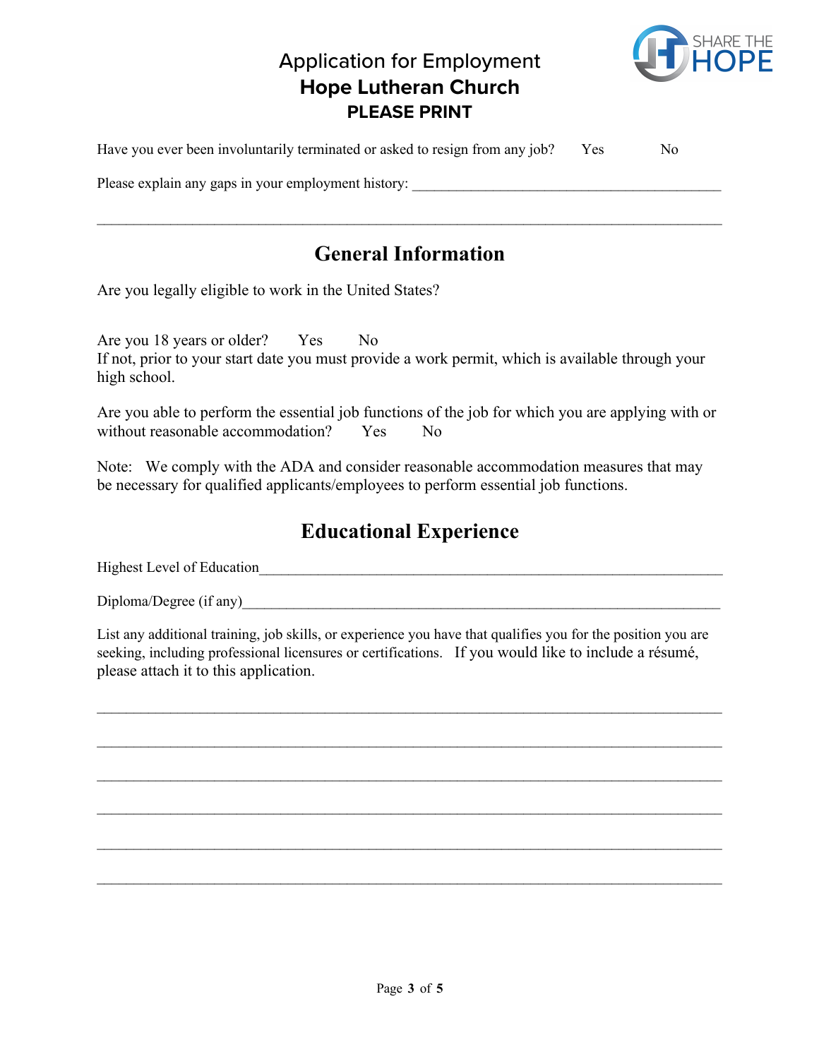# Application for Employment
## Hope Lutheran Church
**PLEASE PRINT**

Have you ever been involuntarily terminated or asked to resign from any job? Yes No

Please explain any gaps in your employment history: ___________________________________________

_______________________________________________________________________________

## General Information

Are you legally eligible to work in the United States?

Are you 18 years or older? Yes No
If not, prior to your start date you must provide a work permit, which is available through your high school.

Are you able to perform the essential job functions of the job for which you are applying with or without reasonable accommodation? Yes No

Note: We comply with the ADA and consider reasonable accommodation measures that may be necessary for qualified applicants/employees to perform essential job functions.

## Educational Experience

Highest Level of Education_________________________________________________________________

Diploma/Degree (if any)__________________________________________________________________

List any additional training, job skills, or experience you have that qualifies you for the position you are seeking, including professional licensures or certifications. If you would like to include a résumé, please attach it to this application.

_______________________________________________________________________________

_______________________________________________________________________________

_______________________________________________________________________________

_______________________________________________________________________________

_______________________________________________________________________________

_______________________________________________________________________________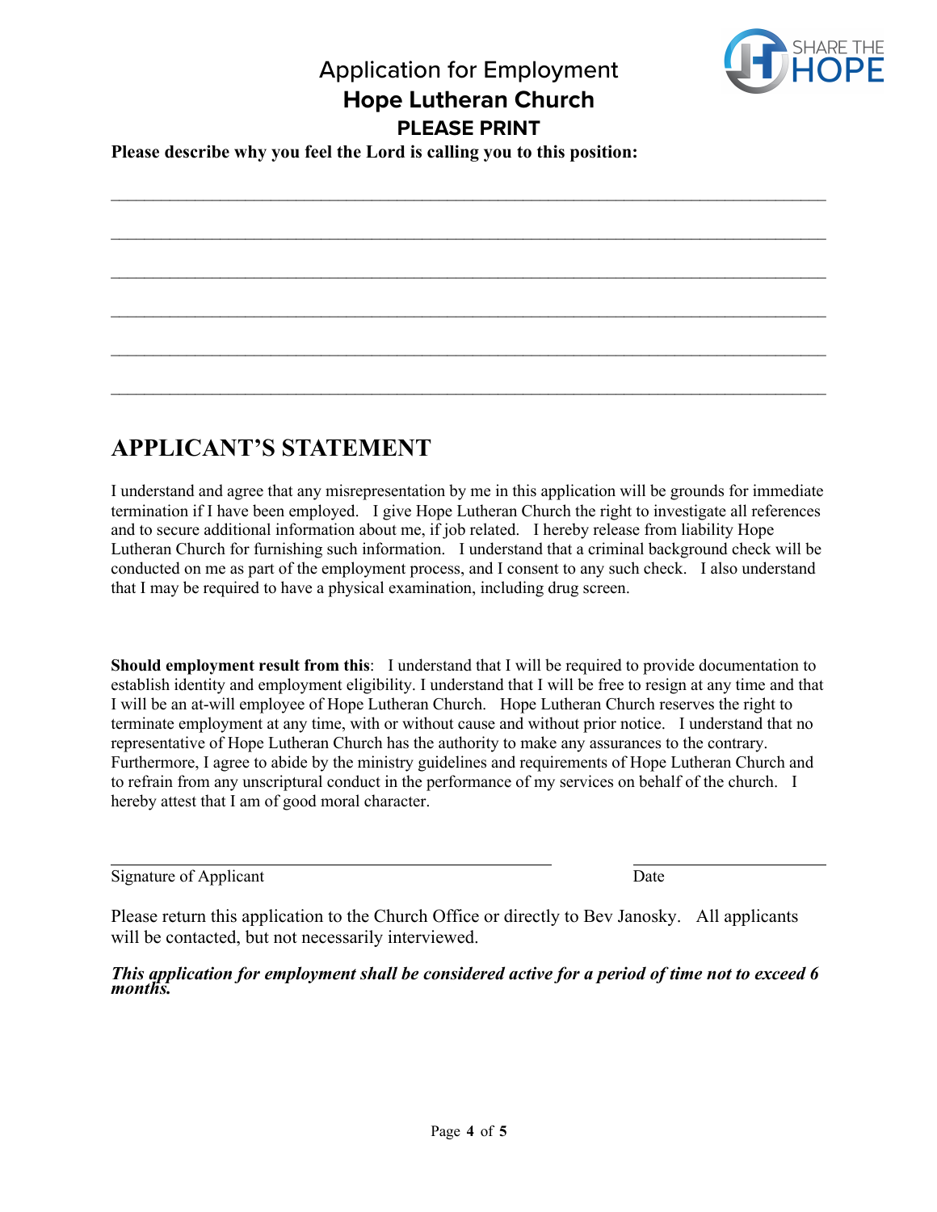# Application for Employment
## Hope Lutheran Church
### PLEASE PRINT

**Please describe why you feel the Lord is calling you to this position:**

______________________________________________________________________________

______________________________________________________________________________

______________________________________________________________________________

______________________________________________________________________________

______________________________________________________________________________

______________________________________________________________________________

## APPLICANT'S STATEMENT

I understand and agree that any misrepresentation by me in this application will be grounds for immediate termination if I have been employed. I give Hope Lutheran Church the right to investigate all references and to secure additional information about me, if job related. I hereby release from liability Hope Lutheran Church for furnishing such information. I understand that a criminal background check will be conducted on me as part of the employment process, and I consent to any such check. I also understand that I may be required to have a physical examination, including drug screen.

**Should employment result from this**: I understand that I will be required to provide documentation to establish identity and employment eligibility. I understand that I will be free to resign at any time and that I will be an at-will employee of Hope Lutheran Church. Hope Lutheran Church reserves the right to terminate employment at any time, with or without cause and without prior notice. I understand that no representative of Hope Lutheran Church has the authority to make any assurances to the contrary. Furthermore, I agree to abide by the ministry guidelines and requirements of Hope Lutheran Church and to refrain from any unscriptural conduct in the performance of my services on behalf of the church. I hereby attest that I am of good moral character.

______________________________________________ ____________________

Signature of Applicant Date

Please return this application to the Church Office or directly to Bev Janosky. All applicants will be contacted, but not necessarily interviewed.

***This application for employment shall be considered active for a period of time not to exceed 6 months.***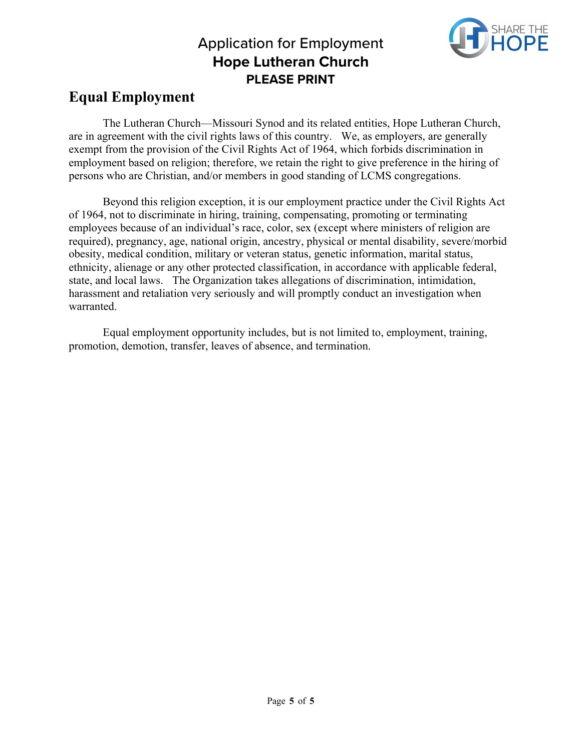# Application for Employment
## Hope Lutheran Church
**PLEASE PRINT**

## Equal Employment

The Lutheran Church—Missouri Synod and its related entities, Hope Lutheran Church, are in agreement with the civil rights laws of this country. We, as employers, are generally exempt from the provision of the Civil Rights Act of 1964, which forbids discrimination in employment based on religion; therefore, we retain the right to give preference in the hiring of persons who are Christian, and/or members in good standing of LCMS congregations.

Beyond this religion exception, it is our employment practice under the Civil Rights Act of 1964, not to discriminate in hiring, training, compensating, promoting or terminating employees because of an individual's race, color, sex (except where ministers of religion are required), pregnancy, age, national origin, ancestry, physical or mental disability, severe/morbid obesity, medical condition, military or veteran status, genetic information, marital status, ethnicity, alienage or any other protected classification, in accordance with applicable federal, state, and local laws. The Organization takes allegations of discrimination, intimidation, harassment and retaliation very seriously and will promptly conduct an investigation when warranted.

Equal employment opportunity includes, but is not limited to, employment, training, promotion, demotion, transfer, leaves of absence, and termination.